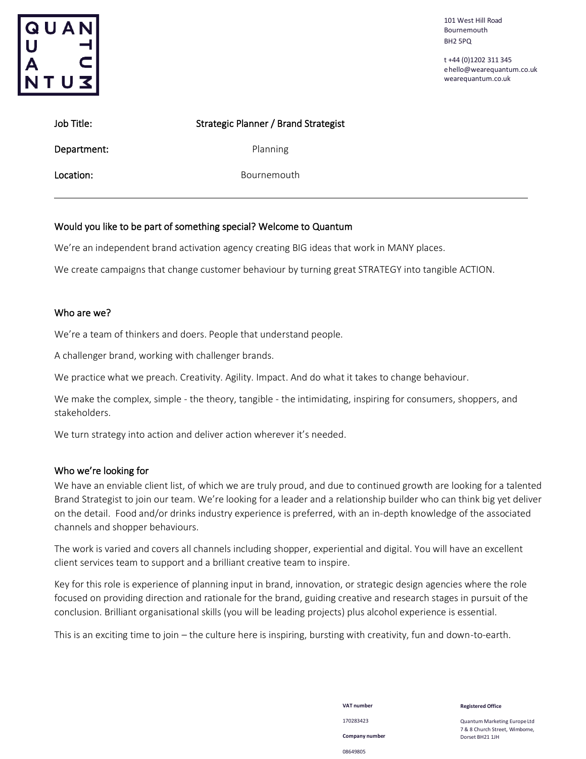QUANTUM

101 West Hill Road
Bournemouth
BH2 5PQ

t +44 (0)1202 311 345
e hello@wearequantum.co.uk
wearequantum.co.uk

| | |
|---|---|
| Job Title: | Strategic Planner / Brand Strategist |
| Department: | Planning |
| Location: | Bournemouth |

---

## Would you like to be part of something special? Welcome to Quantum

We're an independent brand activation agency creating BIG ideas that work in MANY places.

We create campaigns that change customer behaviour by turning great STRATEGY into tangible ACTION.

## Who are we?

We're a team of thinkers and doers. People that understand people.

A challenger brand, working with challenger brands.

We practice what we preach. Creativity. Agility. Impact. And do what it takes to change behaviour.

We make the complex, simple - the theory, tangible - the intimidating, inspiring for consumers, shoppers, and stakeholders.

We turn strategy into action and deliver action wherever it's needed.

## Who we're looking for

We have an enviable client list, of which we are truly proud, and due to continued growth are looking for a talented Brand Strategist to join our team. We're looking for a leader and a relationship builder who can think big yet deliver on the detail. Food and/or drinks industry experience is preferred, with an in-depth knowledge of the associated channels and shopper behaviours.

The work is varied and covers all channels including shopper, experiential and digital. You will have an excellent client services team to support and a brilliant creative team to inspire.

Key for this role is experience of planning input in brand, innovation, or strategic design agencies where the role focused on providing direction and rationale for the brand, guiding creative and research stages in pursuit of the conclusion. Brilliant organisational skills (you will be leading projects) plus alcohol experience is essential.

This is an exciting time to join – the culture here is inspiring, bursting with creativity, fun and down-to-earth.

**VAT number**
170283423

**Company number**
08649805

**Registered Office**
Quantum Marketing Europe Ltd
7 & 8 Church Street, Wimborne,
Dorset BH21 1JH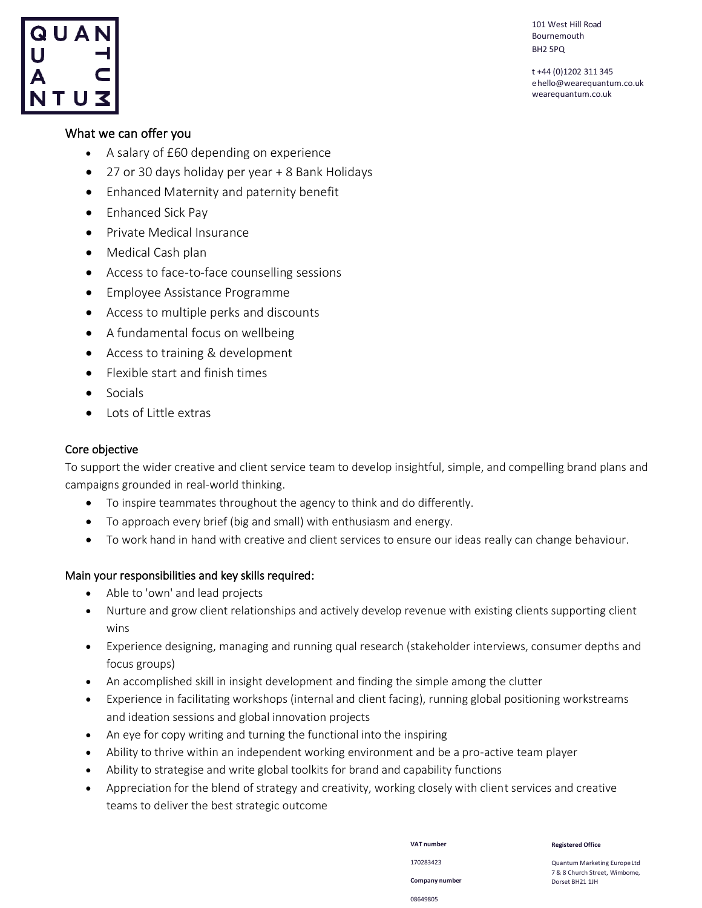## What we can offer you

- A salary of £60 depending on experience
- 27 or 30 days holiday per year + 8 Bank Holidays
- Enhanced Maternity and paternity benefit
- Enhanced Sick Pay
- Private Medical Insurance
- Medical Cash plan
- Access to face-to-face counselling sessions
- Employee Assistance Programme
- Access to multiple perks and discounts
- A fundamental focus on wellbeing
- Access to training & development
- Flexible start and finish times
- Socials
- Lots of Little extras

## Core objective

To support the wider creative and client service team to develop insightful, simple, and compelling brand plans and campaigns grounded in real-world thinking.

- To inspire teammates throughout the agency to think and do differently.
- To approach every brief (big and small) with enthusiasm and energy.
- To work hand in hand with creative and client services to ensure our ideas really can change behaviour.

## Main your responsibilities and key skills required:

- Able to 'own' and lead projects
- Nurture and grow client relationships and actively develop revenue with existing clients supporting client wins
- Experience designing, managing and running qual research (stakeholder interviews, consumer depths and focus groups)
- An accomplished skill in insight development and finding the simple among the clutter
- Experience in facilitating workshops (internal and client facing), running global positioning workstreams and ideation sessions and global innovation projects
- An eye for copy writing and turning the functional into the inspiring
- Ability to thrive within an independent working environment and be a pro-active team player
- Ability to strategise and write global toolkits for brand and capability functions
- Appreciation for the blend of strategy and creativity, working closely with client services and creative teams to deliver the best strategic outcome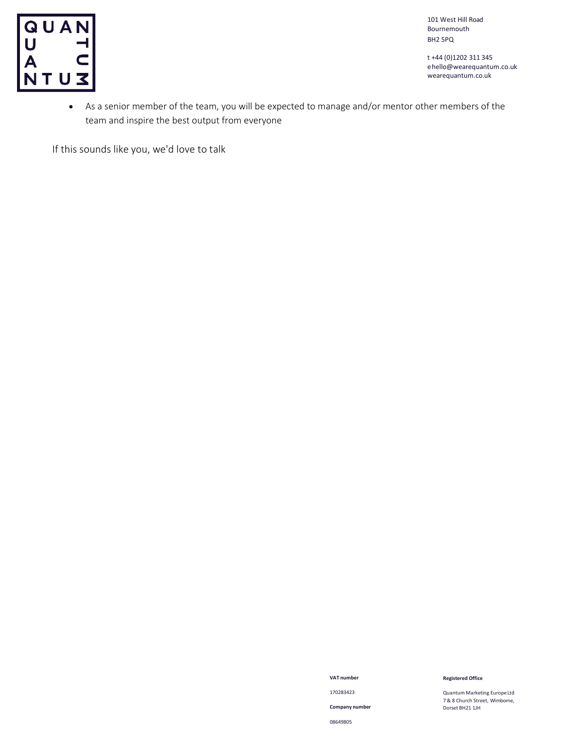- As a senior member of the team, you will be expected to manage and/or mentor other members of the team and inspire the best output from everyone

If this sounds like you, we'd love to talk